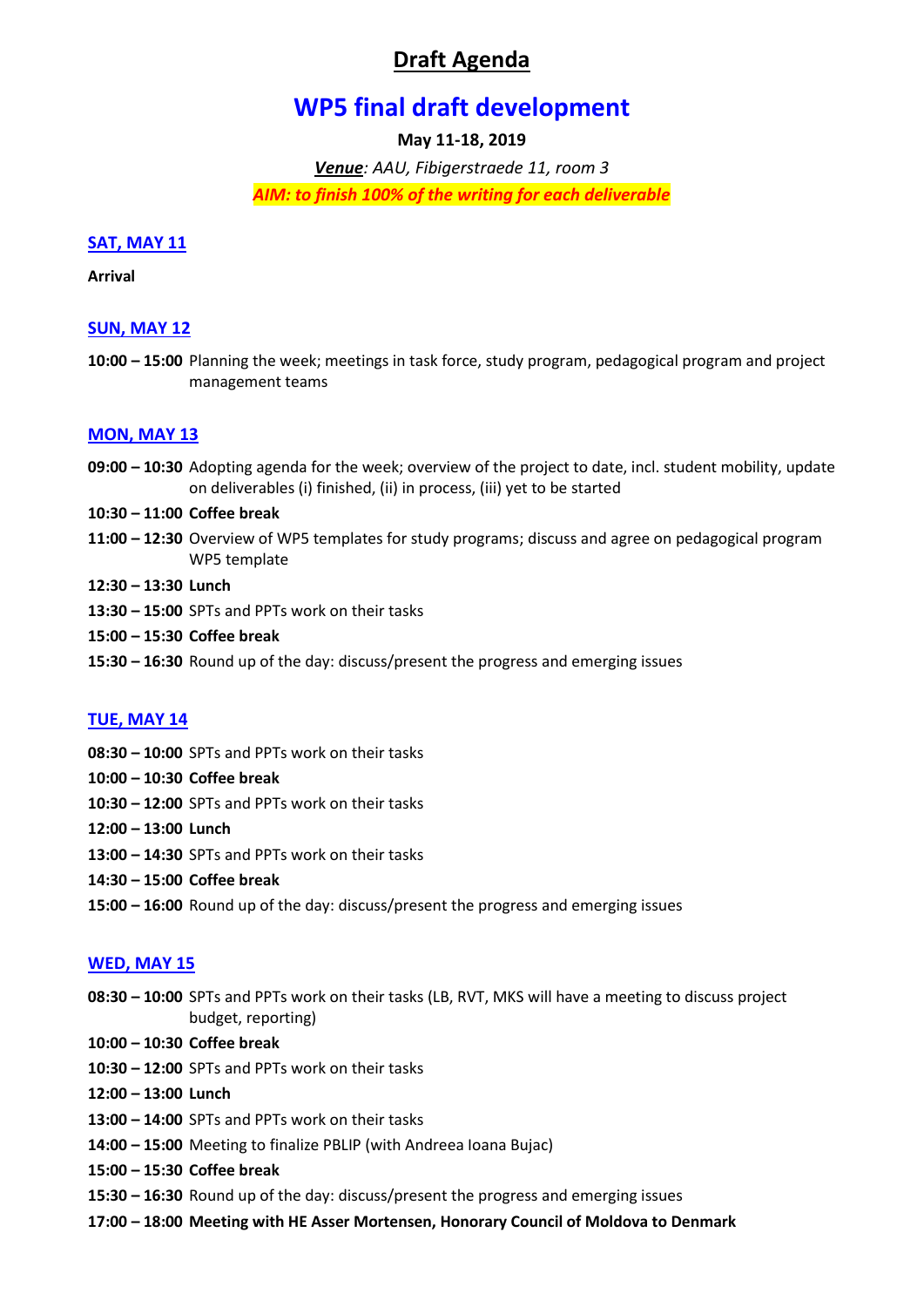# Draft Agenda

## WP5 final draft development

**May 11-18, 2019**

***Venue**: AAU, Fibigerstraede 11, room 3*

***AIM: to finish 100% of the writing for each deliverable***

### SAT, MAY 11

**Arrival**

### SUN, MAY 12

**10:00 – 15:00** Planning the week; meetings in task force, study program, pedagogical program and project management teams

### MON, MAY 13

**09:00 – 10:30** Adopting agenda for the week; overview of the project to date, incl. student mobility, update on deliverables (i) finished, (ii) in process, (iii) yet to be started

**10:30 – 11:00 Coffee break**

**11:00 – 12:30** Overview of WP5 templates for study programs; discuss and agree on pedagogical program WP5 template

**12:30 – 13:30 Lunch**

**13:30 – 15:00** SPTs and PPTs work on their tasks

**15:00 – 15:30 Coffee break**

**15:30 – 16:30** Round up of the day: discuss/present the progress and emerging issues

### TUE, MAY 14

**08:30 – 10:00** SPTs and PPTs work on their tasks

**10:00 – 10:30 Coffee break**

**10:30 – 12:00** SPTs and PPTs work on their tasks

**12:00 – 13:00 Lunch**

**13:00 – 14:30** SPTs and PPTs work on their tasks

**14:30 – 15:00 Coffee break**

**15:00 – 16:00** Round up of the day: discuss/present the progress and emerging issues

### WED, MAY 15

**08:30 – 10:00** SPTs and PPTs work on their tasks (LB, RVT, MKS will have a meeting to discuss project budget, reporting)

**10:00 – 10:30 Coffee break**

**10:30 – 12:00** SPTs and PPTs work on their tasks

**12:00 – 13:00 Lunch**

**13:00 – 14:00** SPTs and PPTs work on their tasks

**14:00 – 15:00** Meeting to finalize PBLIP (with Andreea Ioana Bujac)

**15:00 – 15:30 Coffee break**

**15:30 – 16:30** Round up of the day: discuss/present the progress and emerging issues

**17:00 – 18:00 Meeting with HE Asser Mortensen, Honorary Council of Moldova to Denmark**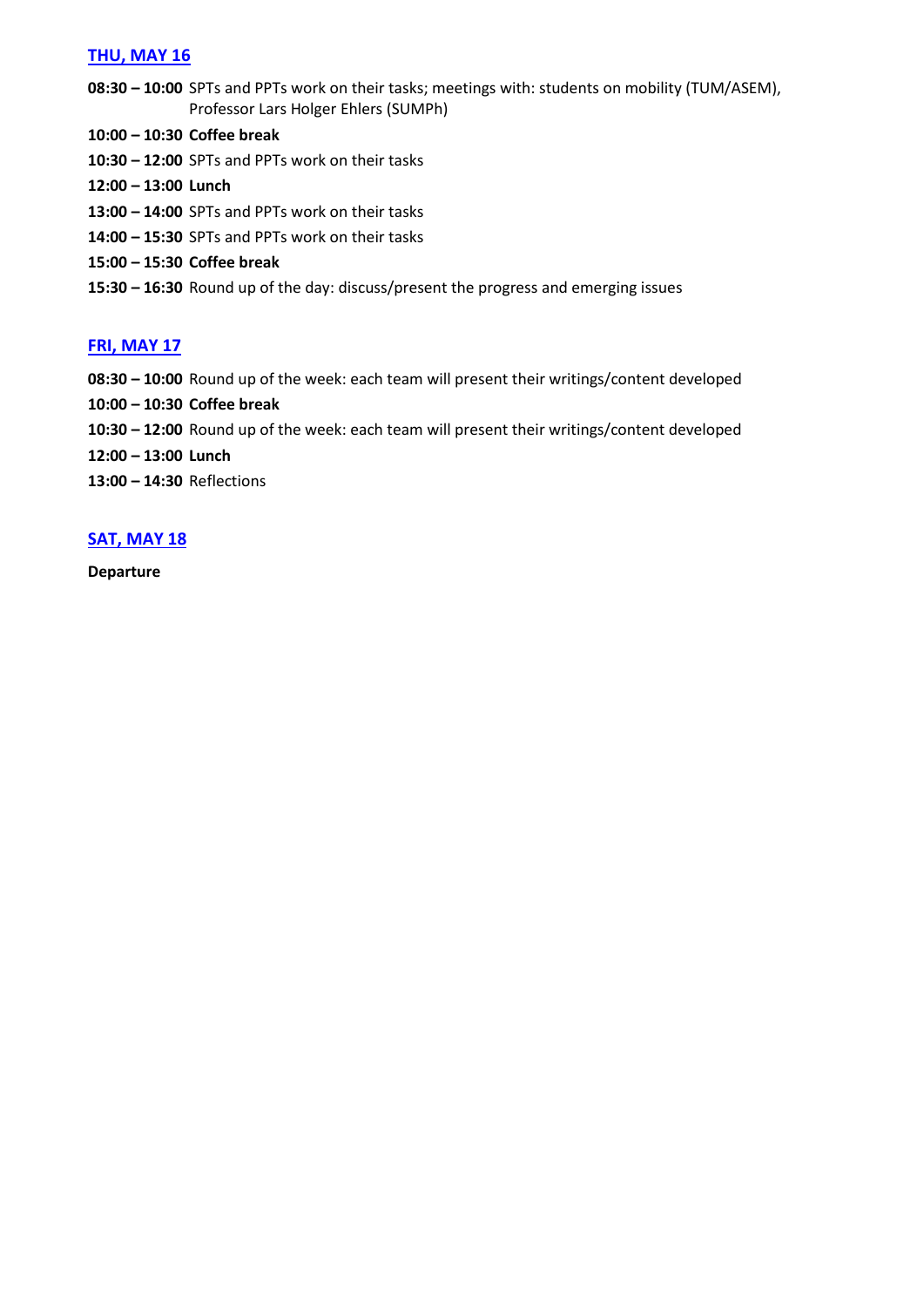## THU, MAY 16

**08:30 – 10:00** SPTs and PPTs work on their tasks; meetings with: students on mobility (TUM/ASEM), Professor Lars Holger Ehlers (SUMPh)

**10:00 – 10:30 Coffee break**

**10:30 – 12:00** SPTs and PPTs work on their tasks

**12:00 – 13:00 Lunch**

**13:00 – 14:00** SPTs and PPTs work on their tasks

**14:00 – 15:30** SPTs and PPTs work on their tasks

**15:00 – 15:30 Coffee break**

**15:30 – 16:30** Round up of the day: discuss/present the progress and emerging issues

## FRI, MAY 17

**08:30 – 10:00** Round up of the week: each team will present their writings/content developed

**10:00 – 10:30 Coffee break**

**10:30 – 12:00** Round up of the week: each team will present their writings/content developed

**12:00 – 13:00 Lunch**

**13:00 – 14:30** Reflections

## SAT, MAY 18

**Departure**